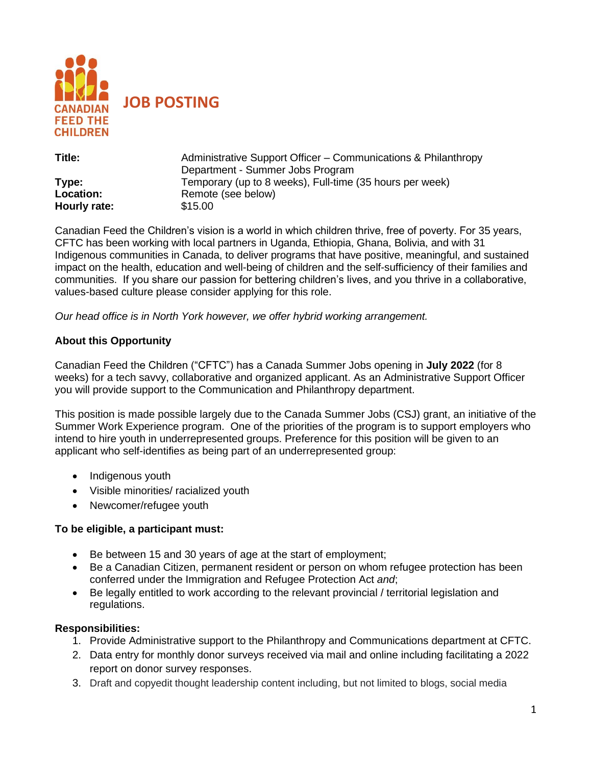CANADIAN FEED THE CHILDREN

# JOB POSTING

| | |
|---|---|
| **Title:** | Administrative Support Officer – Communications & Philanthropy Department - Summer Jobs Program |
| **Type:** | Temporary (up to 8 weeks), Full-time (35 hours per week) |
| **Location:** | Remote (see below) |
| **Hourly rate:** | $15.00 |

Canadian Feed the Children's vision is a world in which children thrive, free of poverty. For 35 years, CFTC has been working with local partners in Uganda, Ethiopia, Ghana, Bolivia, and with 31 Indigenous communities in Canada, to deliver programs that have positive, meaningful, and sustained impact on the health, education and well-being of children and the self-sufficiency of their families and communities. If you share our passion for bettering children's lives, and you thrive in a collaborative, values-based culture please consider applying for this role.

*Our head office is in North York however, we offer hybrid working arrangement.*

**About this Opportunity**

Canadian Feed the Children ("CFTC") has a Canada Summer Jobs opening in **July 2022** (for 8 weeks) for a tech savvy, collaborative and organized applicant. As an Administrative Support Officer you will provide support to the Communication and Philanthropy department.

This position is made possible largely due to the Canada Summer Jobs (CSJ) grant, an initiative of the Summer Work Experience program. One of the priorities of the program is to support employers who intend to hire youth in underrepresented groups. Preference for this position will be given to an applicant who self-identifies as being part of an underrepresented group:

- Indigenous youth
- Visible minorities/ racialized youth
- Newcomer/refugee youth

**To be eligible, a participant must:**

- Be between 15 and 30 years of age at the start of employment;
- Be a Canadian Citizen, permanent resident or person on whom refugee protection has been conferred under the Immigration and Refugee Protection Act *and*;
- Be legally entitled to work according to the relevant provincial / territorial legislation and regulations.

**Responsibilities:**

1. Provide Administrative support to the Philanthropy and Communications department at CFTC.
2. Data entry for monthly donor surveys received via mail and online including facilitating a 2022 report on donor survey responses.
3. Draft and copyedit thought leadership content including, but not limited to blogs, social media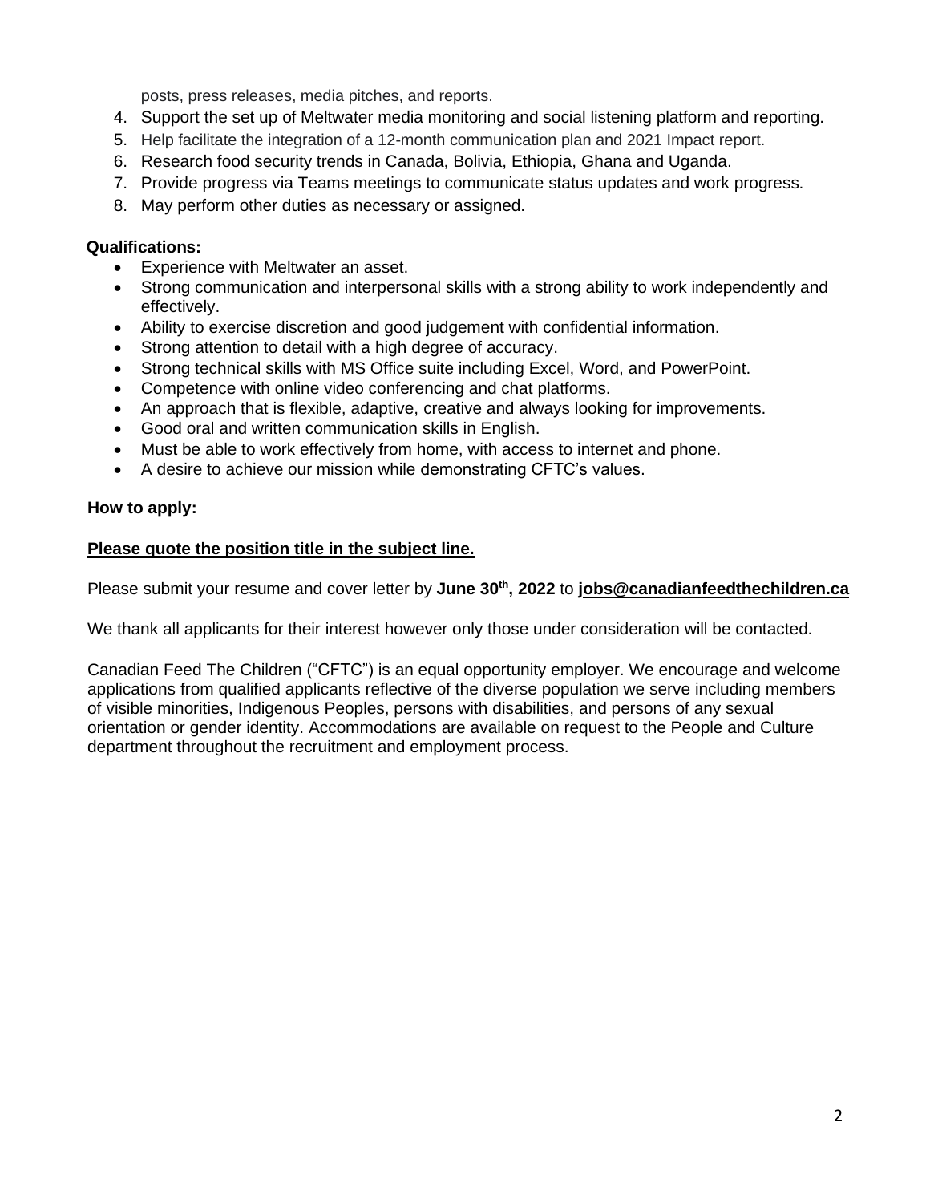posts, press releases, media pitches, and reports.

4. Support the set up of Meltwater media monitoring and social listening platform and reporting.
5. Help facilitate the integration of a 12-month communication plan and 2021 Impact report.
6. Research food security trends in Canada, Bolivia, Ethiopia, Ghana and Uganda.
7. Provide progress via Teams meetings to communicate status updates and work progress.
8. May perform other duties as necessary or assigned.

**Qualifications:**

- Experience with Meltwater an asset.
- Strong communication and interpersonal skills with a strong ability to work independently and effectively.
- Ability to exercise discretion and good judgement with confidential information.
- Strong attention to detail with a high degree of accuracy.
- Strong technical skills with MS Office suite including Excel, Word, and PowerPoint.
- Competence with online video conferencing and chat platforms.
- An approach that is flexible, adaptive, creative and always looking for improvements.
- Good oral and written communication skills in English.
- Must be able to work effectively from home, with access to internet and phone.
- A desire to achieve our mission while demonstrating CFTC's values.

**How to apply:**

**Please quote the position title in the subject line.**

Please submit your resume and cover letter by **June 30th, 2022** to **jobs@canadianfeedthechildren.ca**

We thank all applicants for their interest however only those under consideration will be contacted.

Canadian Feed The Children ("CFTC") is an equal opportunity employer. We encourage and welcome applications from qualified applicants reflective of the diverse population we serve including members of visible minorities, Indigenous Peoples, persons with disabilities, and persons of any sexual orientation or gender identity. Accommodations are available on request to the People and Culture department throughout the recruitment and employment process.